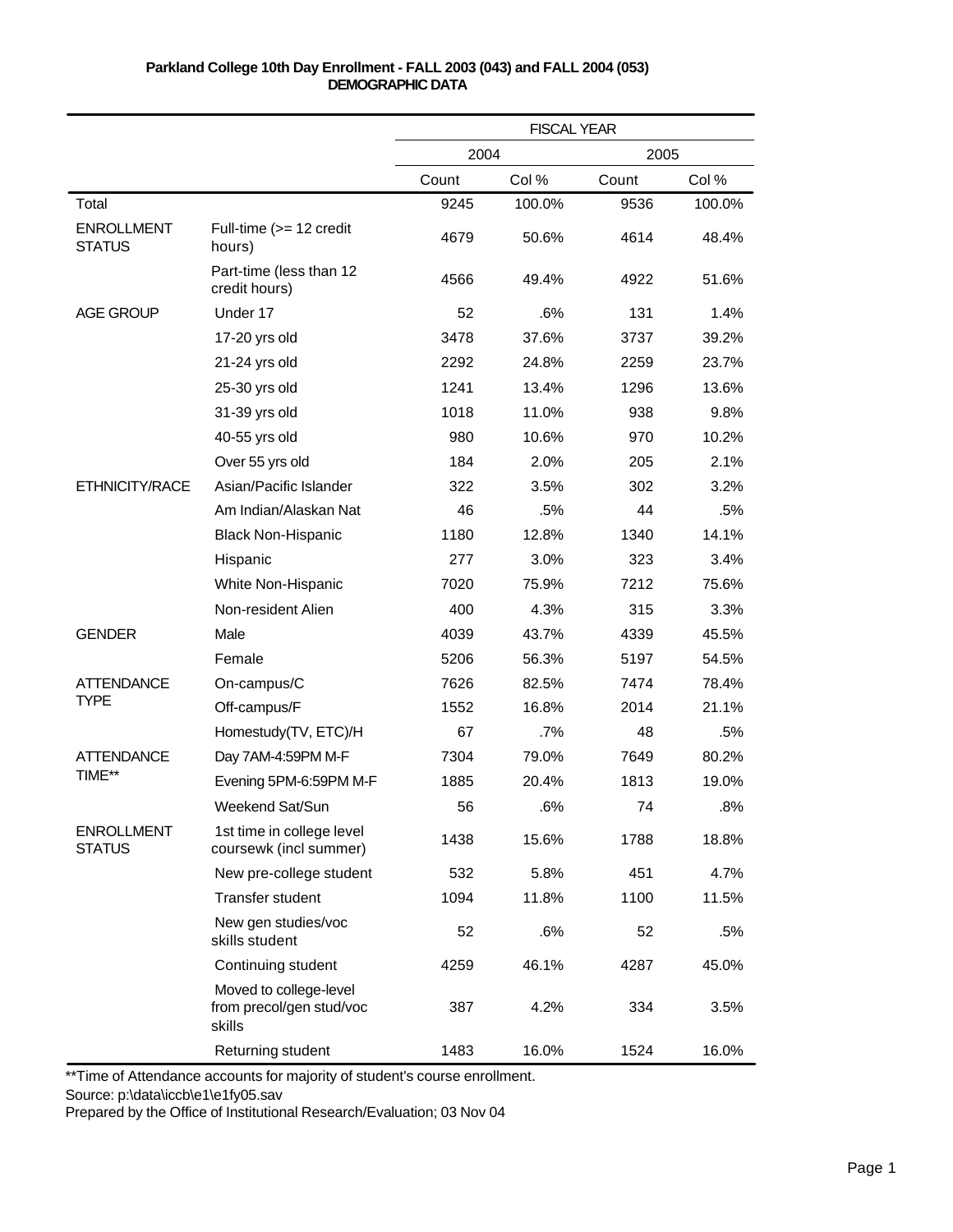**Parkland College 10th Day Enrollment - FALL 2003 (043) and FALL 2004 (053)**
**DEMOGRAPHIC DATA**

| | | FISCAL YEAR | | | |
|---|---|---|---|---|---|
| | | 2004 | | 2005 | |
| | | Count | Col % | Count | Col % |
| Total | | 9245 | 100.0% | 9536 | 100.0% |
| ENROLLMENT STATUS | Full-time (>= 12 credit hours) | 4679 | 50.6% | 4614 | 48.4% |
| | Part-time (less than 12 credit hours) | 4566 | 49.4% | 4922 | 51.6% |
| AGE GROUP | Under 17 | 52 | .6% | 131 | 1.4% |
| | 17-20 yrs old | 3478 | 37.6% | 3737 | 39.2% |
| | 21-24 yrs old | 2292 | 24.8% | 2259 | 23.7% |
| | 25-30 yrs old | 1241 | 13.4% | 1296 | 13.6% |
| | 31-39 yrs old | 1018 | 11.0% | 938 | 9.8% |
| | 40-55 yrs old | 980 | 10.6% | 970 | 10.2% |
| | Over 55 yrs old | 184 | 2.0% | 205 | 2.1% |
| ETHNICITY/RACE | Asian/Pacific Islander | 322 | 3.5% | 302 | 3.2% |
| | Am Indian/Alaskan Nat | 46 | .5% | 44 | .5% |
| | Black Non-Hispanic | 1180 | 12.8% | 1340 | 14.1% |
| | Hispanic | 277 | 3.0% | 323 | 3.4% |
| | White Non-Hispanic | 7020 | 75.9% | 7212 | 75.6% |
| | Non-resident Alien | 400 | 4.3% | 315 | 3.3% |
| GENDER | Male | 4039 | 43.7% | 4339 | 45.5% |
| | Female | 5206 | 56.3% | 5197 | 54.5% |
| ATTENDANCE TYPE | On-campus/C | 7626 | 82.5% | 7474 | 78.4% |
| | Off-campus/F | 1552 | 16.8% | 2014 | 21.1% |
| | Homestudy(TV, ETC)/H | 67 | .7% | 48 | .5% |
| ATTENDANCE TIME** | Day 7AM-4:59PM M-F | 7304 | 79.0% | 7649 | 80.2% |
| | Evening 5PM-6:59PM M-F | 1885 | 20.4% | 1813 | 19.0% |
| | Weekend Sat/Sun | 56 | .6% | 74 | .8% |
| ENROLLMENT STATUS | 1st time in college level coursewk (incl summer) | 1438 | 15.6% | 1788 | 18.8% |
| | New pre-college student | 532 | 5.8% | 451 | 4.7% |
| | Transfer student | 1094 | 11.8% | 1100 | 11.5% |
| | New gen studies/voc skills student | 52 | .6% | 52 | .5% |
| | Continuing student | 4259 | 46.1% | 4287 | 45.0% |
| | Moved to college-level from precol/gen stud/voc skills | 387 | 4.2% | 334 | 3.5% |
| | Returning student | 1483 | 16.0% | 1524 | 16.0% |

**Time of Attendance accounts for majority of student's course enrollment.

Source: p:\data\iccb\e1\e1fy05.sav

Prepared by the Office of Institutional Research/Evaluation; 03 Nov 04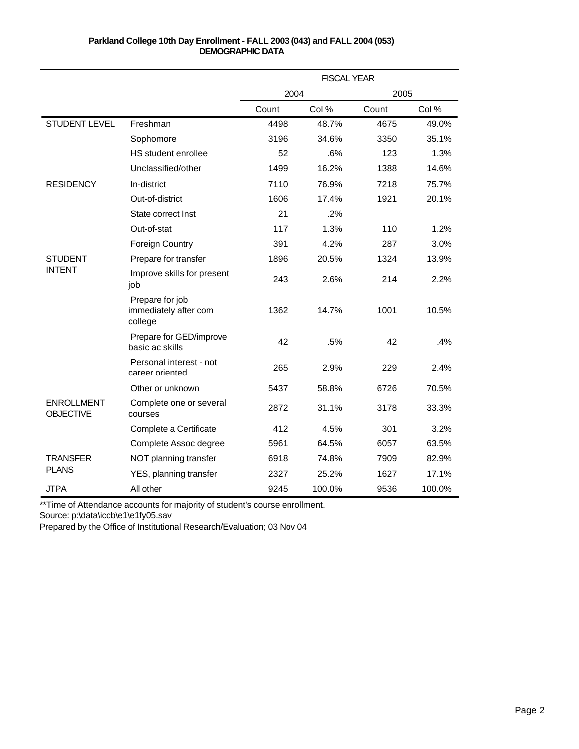**Parkland College 10th Day Enrollment - FALL 2003 (043) and FALL 2004 (053)**
**DEMOGRAPHIC DATA**

| | | FISCAL YEAR | | | |
|---|---|---|---|---|---|
| | | 2004 | | 2005 | |
| | | Count | Col % | Count | Col % |
| STUDENT LEVEL | Freshman | 4498 | 48.7% | 4675 | 49.0% |
| | Sophomore | 3196 | 34.6% | 3350 | 35.1% |
| | HS student enrollee | 52 | .6% | 123 | 1.3% |
| | Unclassified/other | 1499 | 16.2% | 1388 | 14.6% |
| RESIDENCY | In-district | 7110 | 76.9% | 7218 | 75.7% |
| | Out-of-district | 1606 | 17.4% | 1921 | 20.1% |
| | State correct Inst | 21 | .2% | | |
| | Out-of-stat | 117 | 1.3% | 110 | 1.2% |
| | Foreign Country | 391 | 4.2% | 287 | 3.0% |
| STUDENT INTENT | Prepare for transfer | 1896 | 20.5% | 1324 | 13.9% |
| | Improve skills for present job | 243 | 2.6% | 214 | 2.2% |
| | Prepare for job immediately after com college | 1362 | 14.7% | 1001 | 10.5% |
| | Prepare for GED/improve basic ac skills | 42 | .5% | 42 | .4% |
| | Personal interest - not career oriented | 265 | 2.9% | 229 | 2.4% |
| | Other or unknown | 5437 | 58.8% | 6726 | 70.5% |
| ENROLLMENT OBJECTIVE | Complete one or several courses | 2872 | 31.1% | 3178 | 33.3% |
| | Complete a Certificate | 412 | 4.5% | 301 | 3.2% |
| | Complete Assoc degree | 5961 | 64.5% | 6057 | 63.5% |
| TRANSFER PLANS | NOT planning transfer | 6918 | 74.8% | 7909 | 82.9% |
| | YES, planning transfer | 2327 | 25.2% | 1627 | 17.1% |
| JTPA | All other | 9245 | 100.0% | 9536 | 100.0% |

**Time of Attendance accounts for majority of student's course enrollment.

Source: p:\data\iccb\e1\e1fy05.sav

Prepared by the Office of Institutional Research/Evaluation; 03 Nov 04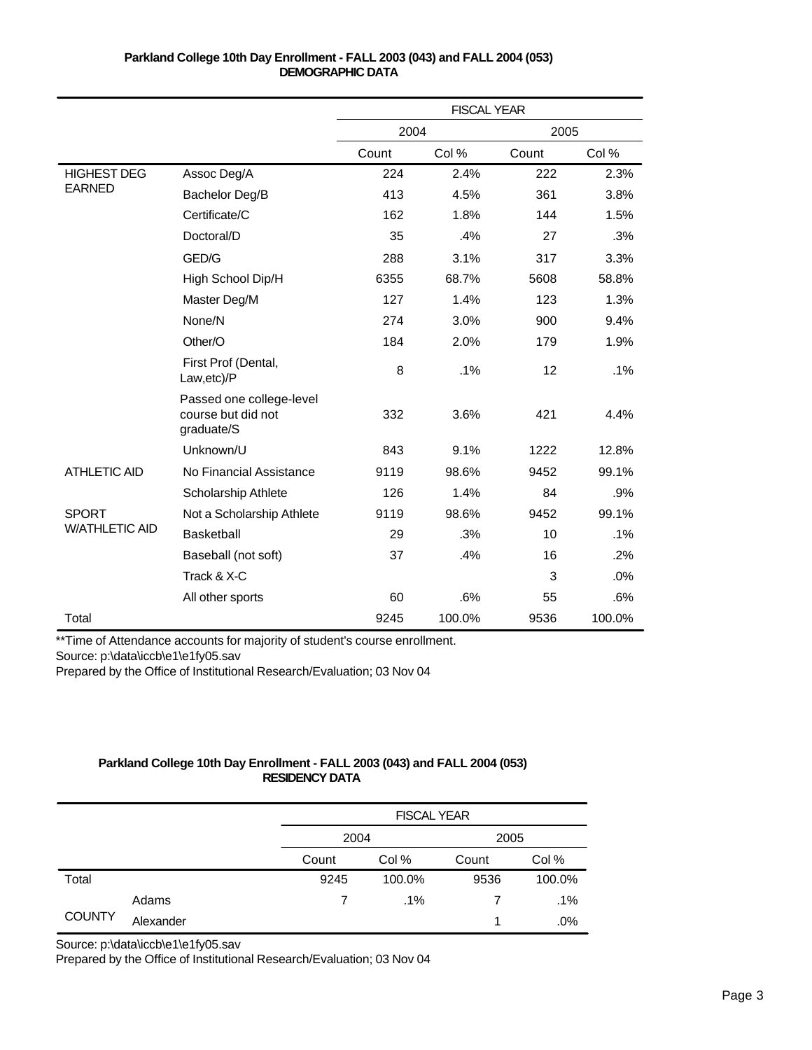**Parkland College 10th Day Enrollment - FALL 2003 (043) and FALL 2004 (053)**
**DEMOGRAPHIC DATA**

| | | FISCAL YEAR | | | |
|---|---|---|---|---|---|
| | | 2004 | | 2005 | |
| | | Count | Col % | Count | Col % |
| HIGHEST DEG EARNED | Assoc Deg/A | 224 | 2.4% | 222 | 2.3% |
| | Bachelor Deg/B | 413 | 4.5% | 361 | 3.8% |
| | Certificate/C | 162 | 1.8% | 144 | 1.5% |
| | Doctoral/D | 35 | .4% | 27 | .3% |
| | GED/G | 288 | 3.1% | 317 | 3.3% |
| | High School Dip/H | 6355 | 68.7% | 5608 | 58.8% |
| | Master Deg/M | 127 | 1.4% | 123 | 1.3% |
| | None/N | 274 | 3.0% | 900 | 9.4% |
| | Other/O | 184 | 2.0% | 179 | 1.9% |
| | First Prof (Dental, Law,etc)/P | 8 | .1% | 12 | .1% |
| | Passed one college-level course but did not graduate/S | 332 | 3.6% | 421 | 4.4% |
| | Unknown/U | 843 | 9.1% | 1222 | 12.8% |
| ATHLETIC AID | No Financial Assistance | 9119 | 98.6% | 9452 | 99.1% |
| | Scholarship Athlete | 126 | 1.4% | 84 | .9% |
| SPORT W/ATHLETIC AID | Not a Scholarship Athlete | 9119 | 98.6% | 9452 | 99.1% |
| | Basketball | 29 | .3% | 10 | .1% |
| | Baseball (not soft) | 37 | .4% | 16 | .2% |
| | Track & X-C | | | 3 | .0% |
| | All other sports | 60 | .6% | 55 | .6% |
| Total | | 9245 | 100.0% | 9536 | 100.0% |

**Time of Attendance accounts for majority of student's course enrollment.

Source: p:\data\iccb\e1\e1fy05.sav

Prepared by the Office of Institutional Research/Evaluation; 03 Nov 04

**Parkland College 10th Day Enrollment - FALL 2003 (043) and FALL 2004 (053)**
**RESIDENCY DATA**

| | | FISCAL YEAR | | | |
|---|---|---|---|---|---|
| | | 2004 | | 2005 | |
| | | Count | Col % | Count | Col % |
| Total | | 9245 | 100.0% | 9536 | 100.0% |
| COUNTY | Adams | 7 | .1% | 7 | .1% |
| | Alexander | | | 1 | .0% |

Source: p:\data\iccb\e1\e1fy05.sav

Prepared by the Office of Institutional Research/Evaluation; 03 Nov 04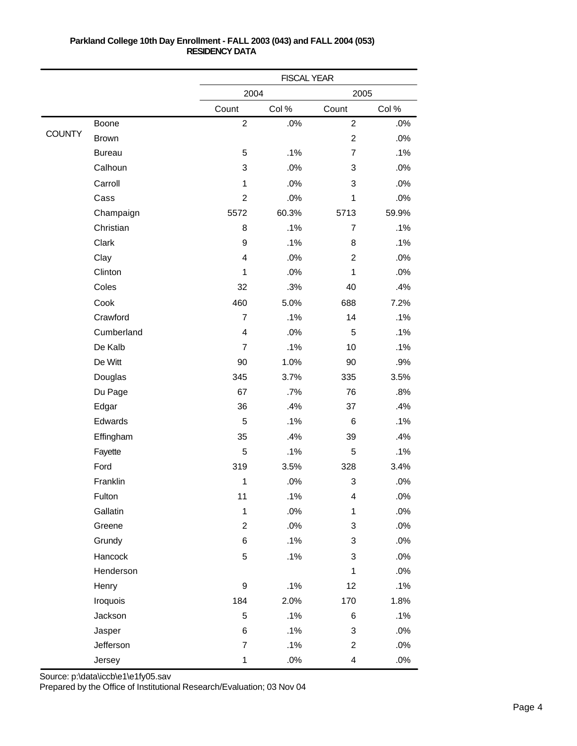**Parkland College 10th Day Enrollment - FALL 2003 (043) and FALL 2004 (053)**
**RESIDENCY DATA**

| | | FISCAL YEAR | | | |
|---|---|---|---|---|---|
| | | 2004 | | 2005 | |
| | | Count | Col % | Count | Col % |
| COUNTY | Boone | 2 | .0% | 2 | .0% |
| | Brown | | | 2 | .0% |
| | Bureau | 5 | .1% | 7 | .1% |
| | Calhoun | 3 | .0% | 3 | .0% |
| | Carroll | 1 | .0% | 3 | .0% |
| | Cass | 2 | .0% | 1 | .0% |
| | Champaign | 5572 | 60.3% | 5713 | 59.9% |
| | Christian | 8 | .1% | 7 | .1% |
| | Clark | 9 | .1% | 8 | .1% |
| | Clay | 4 | .0% | 2 | .0% |
| | Clinton | 1 | .0% | 1 | .0% |
| | Coles | 32 | .3% | 40 | .4% |
| | Cook | 460 | 5.0% | 688 | 7.2% |
| | Crawford | 7 | .1% | 14 | .1% |
| | Cumberland | 4 | .0% | 5 | .1% |
| | De Kalb | 7 | .1% | 10 | .1% |
| | De Witt | 90 | 1.0% | 90 | .9% |
| | Douglas | 345 | 3.7% | 335 | 3.5% |
| | Du Page | 67 | .7% | 76 | .8% |
| | Edgar | 36 | .4% | 37 | .4% |
| | Edwards | 5 | .1% | 6 | .1% |
| | Effingham | 35 | .4% | 39 | .4% |
| | Fayette | 5 | .1% | 5 | .1% |
| | Ford | 319 | 3.5% | 328 | 3.4% |
| | Franklin | 1 | .0% | 3 | .0% |
| | Fulton | 11 | .1% | 4 | .0% |
| | Gallatin | 1 | .0% | 1 | .0% |
| | Greene | 2 | .0% | 3 | .0% |
| | Grundy | 6 | .1% | 3 | .0% |
| | Hancock | 5 | .1% | 3 | .0% |
| | Henderson | | | 1 | .0% |
| | Henry | 9 | .1% | 12 | .1% |
| | Iroquois | 184 | 2.0% | 170 | 1.8% |
| | Jackson | 5 | .1% | 6 | .1% |
| | Jasper | 6 | .1% | 3 | .0% |
| | Jefferson | 7 | .1% | 2 | .0% |
| | Jersey | 1 | .0% | 4 | .0% |

Source: p:\data\iccb\e1\e1fy05.sav
Prepared by the Office of Institutional Research/Evaluation; 03 Nov 04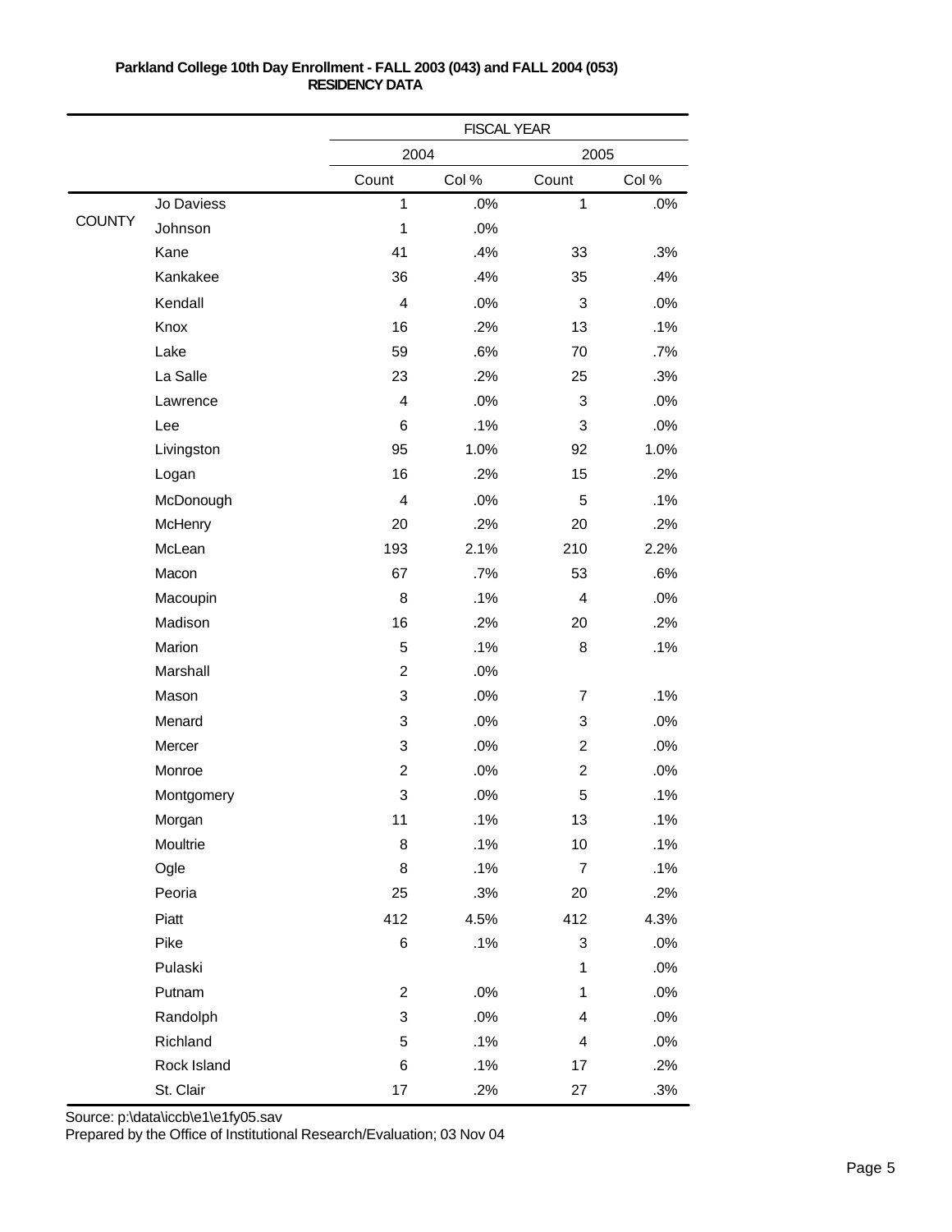**Parkland College 10th Day Enrollment - FALL 2003 (043) and FALL 2004 (053)**
**RESIDENCY DATA**

| | | FISCAL YEAR | | | |
|---|---|---|---|---|---|
| | | 2004 | | 2005 | |
| | | Count | Col % | Count | Col % |
| COUNTY | Jo Daviess | 1 | .0% | 1 | .0% |
| | Johnson | 1 | .0% | | |
| | Kane | 41 | .4% | 33 | .3% |
| | Kankakee | 36 | .4% | 35 | .4% |
| | Kendall | 4 | .0% | 3 | .0% |
| | Knox | 16 | .2% | 13 | .1% |
| | Lake | 59 | .6% | 70 | .7% |
| | La Salle | 23 | .2% | 25 | .3% |
| | Lawrence | 4 | .0% | 3 | .0% |
| | Lee | 6 | .1% | 3 | .0% |
| | Livingston | 95 | 1.0% | 92 | 1.0% |
| | Logan | 16 | .2% | 15 | .2% |
| | McDonough | 4 | .0% | 5 | .1% |
| | McHenry | 20 | .2% | 20 | .2% |
| | McLean | 193 | 2.1% | 210 | 2.2% |
| | Macon | 67 | .7% | 53 | .6% |
| | Macoupin | 8 | .1% | 4 | .0% |
| | Madison | 16 | .2% | 20 | .2% |
| | Marion | 5 | .1% | 8 | .1% |
| | Marshall | 2 | .0% | | |
| | Mason | 3 | .0% | 7 | .1% |
| | Menard | 3 | .0% | 3 | .0% |
| | Mercer | 3 | .0% | 2 | .0% |
| | Monroe | 2 | .0% | 2 | .0% |
| | Montgomery | 3 | .0% | 5 | .1% |
| | Morgan | 11 | .1% | 13 | .1% |
| | Moultrie | 8 | .1% | 10 | .1% |
| | Ogle | 8 | .1% | 7 | .1% |
| | Peoria | 25 | .3% | 20 | .2% |
| | Piatt | 412 | 4.5% | 412 | 4.3% |
| | Pike | 6 | .1% | 3 | .0% |
| | Pulaski | | | 1 | .0% |
| | Putnam | 2 | .0% | 1 | .0% |
| | Randolph | 3 | .0% | 4 | .0% |
| | Richland | 5 | .1% | 4 | .0% |
| | Rock Island | 6 | .1% | 17 | .2% |
| | St. Clair | 17 | .2% | 27 | .3% |

Source: p:\data\iccb\e1\e1fy05.sav
Prepared by the Office of Institutional Research/Evaluation; 03 Nov 04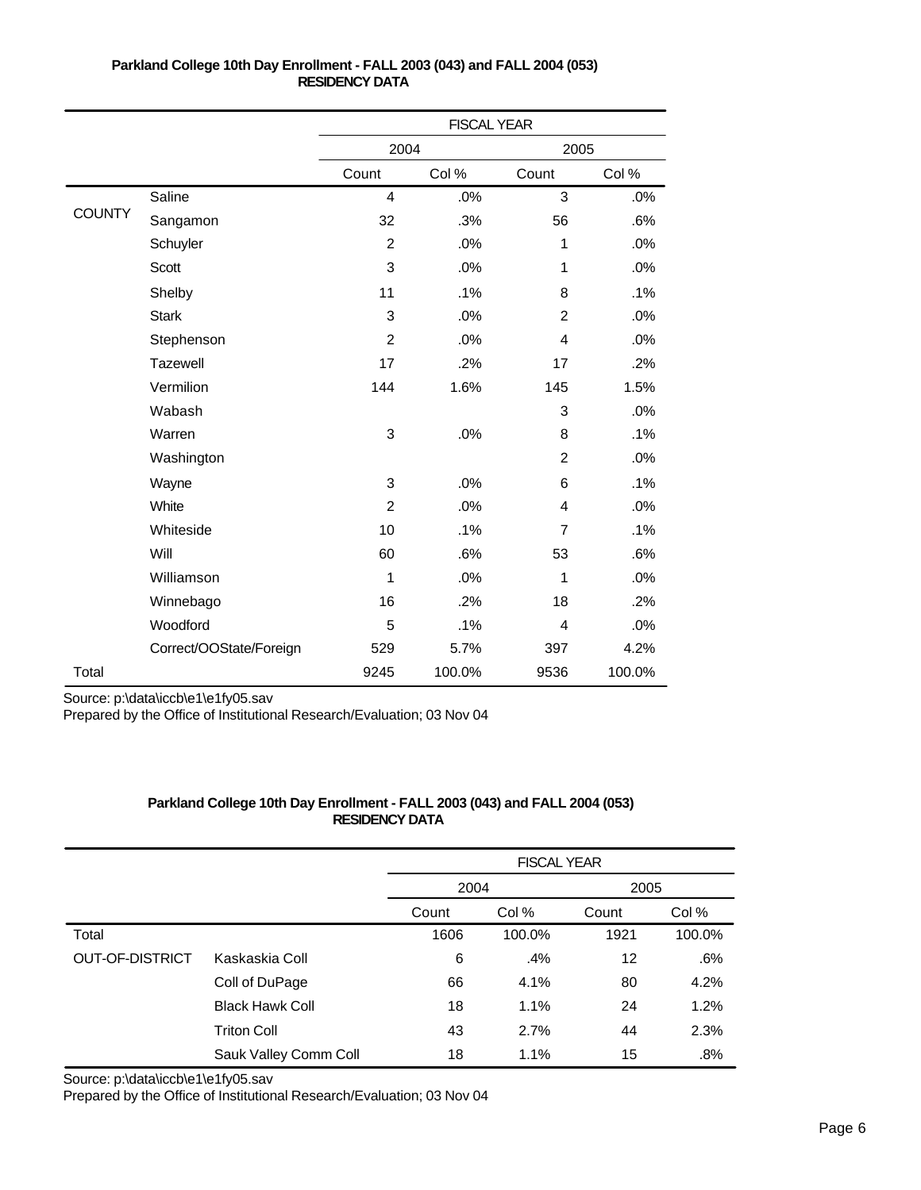**Parkland College 10th Day Enrollment - FALL 2003 (043) and FALL 2004 (053)**
**RESIDENCY DATA**

| | | FISCAL YEAR | | | |
|---|---|---|---|---|---|
| | | 2004 | | 2005 | |
| | | Count | Col % | Count | Col % |
| COUNTY | Saline | 4 | .0% | 3 | .0% |
| | Sangamon | 32 | .3% | 56 | .6% |
| | Schuyler | 2 | .0% | 1 | .0% |
| | Scott | 3 | .0% | 1 | .0% |
| | Shelby | 11 | .1% | 8 | .1% |
| | Stark | 3 | .0% | 2 | .0% |
| | Stephenson | 2 | .0% | 4 | .0% |
| | Tazewell | 17 | .2% | 17 | .2% |
| | Vermilion | 144 | 1.6% | 145 | 1.5% |
| | Wabash | | | 3 | .0% |
| | Warren | 3 | .0% | 8 | .1% |
| | Washington | | | 2 | .0% |
| | Wayne | 3 | .0% | 6 | .1% |
| | White | 2 | .0% | 4 | .0% |
| | Whiteside | 10 | .1% | 7 | .1% |
| | Will | 60 | .6% | 53 | .6% |
| | Williamson | 1 | .0% | 1 | .0% |
| | Winnebago | 16 | .2% | 18 | .2% |
| | Woodford | 5 | .1% | 4 | .0% |
| | Correct/OOState/Foreign | 529 | 5.7% | 397 | 4.2% |
| Total | | 9245 | 100.0% | 9536 | 100.0% |

Source: p:\data\iccb\e1\e1fy05.sav
Prepared by the Office of Institutional Research/Evaluation; 03 Nov 04

**Parkland College 10th Day Enrollment - FALL 2003 (043) and FALL 2004 (053)**
**RESIDENCY DATA**

| | | FISCAL YEAR | | | |
|---|---|---|---|---|---|
| | | 2004 | | 2005 | |
| | | Count | Col % | Count | Col % |
| Total | | 1606 | 100.0% | 1921 | 100.0% |
| OUT-OF-DISTRICT | Kaskaskia Coll | 6 | .4% | 12 | .6% |
| | Coll of DuPage | 66 | 4.1% | 80 | 4.2% |
| | Black Hawk Coll | 18 | 1.1% | 24 | 1.2% |
| | Triton Coll | 43 | 2.7% | 44 | 2.3% |
| | Sauk Valley Comm Coll | 18 | 1.1% | 15 | .8% |

Source: p:\data\iccb\e1\e1fy05.sav
Prepared by the Office of Institutional Research/Evaluation; 03 Nov 04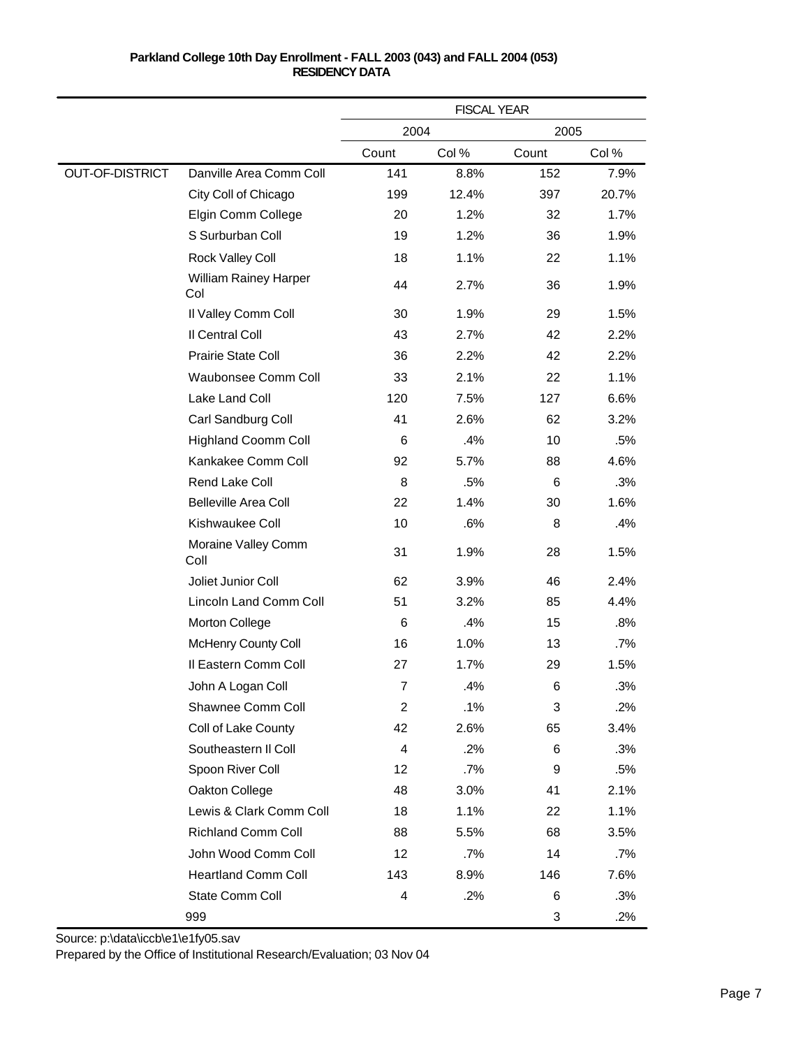**Parkland College 10th Day Enrollment - FALL 2003 (043) and FALL 2004 (053)**
**RESIDENCY DATA**

| | | FISCAL YEAR | | | |
|---|---|---|---|---|---|
| | | 2004 | | 2005 | |
| | | Count | Col % | Count | Col % |
| OUT-OF-DISTRICT | Danville Area Comm Coll | 141 | 8.8% | 152 | 7.9% |
| | City Coll of Chicago | 199 | 12.4% | 397 | 20.7% |
| | Elgin Comm College | 20 | 1.2% | 32 | 1.7% |
| | S Surburban Coll | 19 | 1.2% | 36 | 1.9% |
| | Rock Valley Coll | 18 | 1.1% | 22 | 1.1% |
| | William Rainey Harper Col | 44 | 2.7% | 36 | 1.9% |
| | Il Valley Comm Coll | 30 | 1.9% | 29 | 1.5% |
| | Il Central Coll | 43 | 2.7% | 42 | 2.2% |
| | Prairie State Coll | 36 | 2.2% | 42 | 2.2% |
| | Waubonsee Comm Coll | 33 | 2.1% | 22 | 1.1% |
| | Lake Land Coll | 120 | 7.5% | 127 | 6.6% |
| | Carl Sandburg Coll | 41 | 2.6% | 62 | 3.2% |
| | Highland Coomm Coll | 6 | .4% | 10 | .5% |
| | Kankakee Comm Coll | 92 | 5.7% | 88 | 4.6% |
| | Rend Lake Coll | 8 | .5% | 6 | .3% |
| | Belleville Area Coll | 22 | 1.4% | 30 | 1.6% |
| | Kishwaukee Coll | 10 | .6% | 8 | .4% |
| | Moraine Valley Comm Coll | 31 | 1.9% | 28 | 1.5% |
| | Joliet Junior Coll | 62 | 3.9% | 46 | 2.4% |
| | Lincoln Land Comm Coll | 51 | 3.2% | 85 | 4.4% |
| | Morton College | 6 | .4% | 15 | .8% |
| | McHenry County Coll | 16 | 1.0% | 13 | .7% |
| | Il Eastern Comm Coll | 27 | 1.7% | 29 | 1.5% |
| | John A Logan Coll | 7 | .4% | 6 | .3% |
| | Shawnee Comm Coll | 2 | .1% | 3 | .2% |
| | Coll of Lake County | 42 | 2.6% | 65 | 3.4% |
| | Southeastern Il Coll | 4 | .2% | 6 | .3% |
| | Spoon River Coll | 12 | .7% | 9 | .5% |
| | Oakton College | 48 | 3.0% | 41 | 2.1% |
| | Lewis & Clark Comm Coll | 18 | 1.1% | 22 | 1.1% |
| | Richland Comm Coll | 88 | 5.5% | 68 | 3.5% |
| | John Wood Comm Coll | 12 | .7% | 14 | .7% |
| | Heartland Comm Coll | 143 | 8.9% | 146 | 7.6% |
| | State Comm Coll | 4 | .2% | 6 | .3% |
| | 999 | | | 3 | .2% |

Source: p:\data\iccb\e1\e1fy05.sav

Prepared by the Office of Institutional Research/Evaluation; 03 Nov 04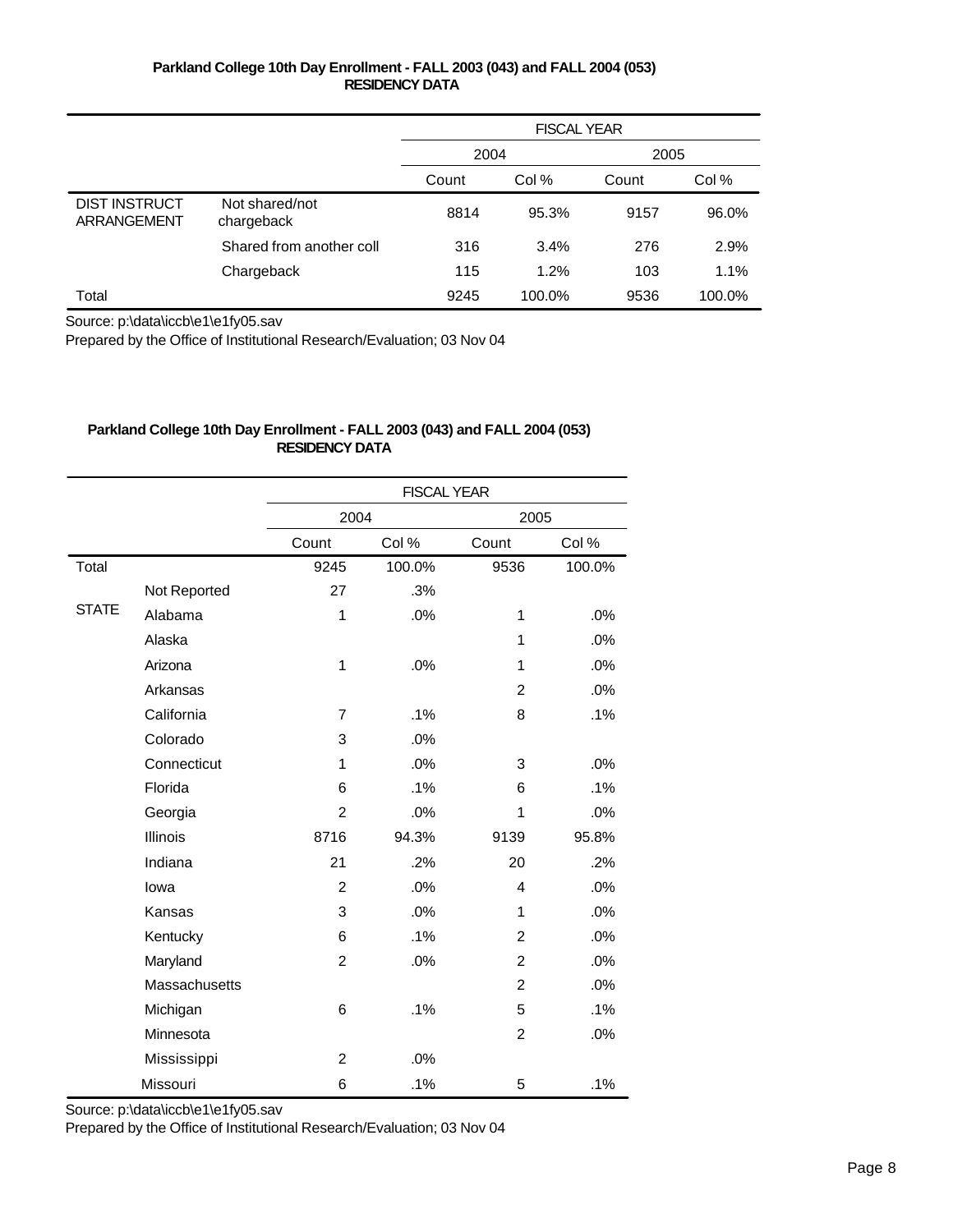**Parkland College 10th Day Enrollment - FALL 2003 (043) and FALL 2004 (053)**
**RESIDENCY DATA**

| | | FISCAL YEAR | | | |
|---|---|---|---|---|---|
| | | 2004 | | 2005 | |
| | | Count | Col % | Count | Col % |
| DIST INSTRUCT ARRANGEMENT | Not shared/not chargeback | 8814 | 95.3% | 9157 | 96.0% |
| | Shared from another coll | 316 | 3.4% | 276 | 2.9% |
| | Chargeback | 115 | 1.2% | 103 | 1.1% |
| Total | | 9245 | 100.0% | 9536 | 100.0% |

Source: p:\data\iccb\e1\e1fy05.sav

Prepared by the Office of Institutional Research/Evaluation; 03 Nov 04

**Parkland College 10th Day Enrollment - FALL 2003 (043) and FALL 2004 (053)**
**RESIDENCY DATA**

| | | FISCAL YEAR | | | |
|---|---|---|---|---|---|
| | | 2004 | | 2005 | |
| | | Count | Col % | Count | Col % |
| Total | | 9245 | 100.0% | 9536 | 100.0% |
| | Not Reported | 27 | .3% | | |
| STATE | Alabama | 1 | .0% | 1 | .0% |
| | Alaska | | | 1 | .0% |
| | Arizona | 1 | .0% | 1 | .0% |
| | Arkansas | | | 2 | .0% |
| | California | 7 | .1% | 8 | .1% |
| | Colorado | 3 | .0% | | |
| | Connecticut | 1 | .0% | 3 | .0% |
| | Florida | 6 | .1% | 6 | .1% |
| | Georgia | 2 | .0% | 1 | .0% |
| | Illinois | 8716 | 94.3% | 9139 | 95.8% |
| | Indiana | 21 | .2% | 20 | .2% |
| | Iowa | 2 | .0% | 4 | .0% |
| | Kansas | 3 | .0% | 1 | .0% |
| | Kentucky | 6 | .1% | 2 | .0% |
| | Maryland | 2 | .0% | 2 | .0% |
| | Massachusetts | | | 2 | .0% |
| | Michigan | 6 | .1% | 5 | .1% |
| | Minnesota | | | 2 | .0% |
| | Mississippi | 2 | .0% | | |
| | Missouri | 6 | .1% | 5 | .1% |

Source: p:\data\iccb\e1\e1fy05.sav

Prepared by the Office of Institutional Research/Evaluation; 03 Nov 04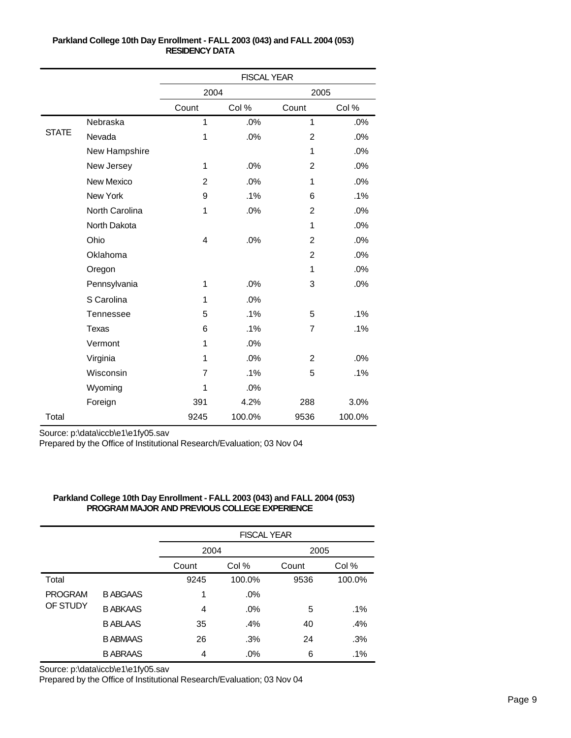**Parkland College 10th Day Enrollment - FALL 2003 (043) and FALL 2004 (053)**
**RESIDENCY DATA**

| | | FISCAL YEAR | | | |
|---|---|---|---|---|---|
| | | 2004 | | 2005 | |
| | | Count | Col % | Count | Col % |
| STATE | Nebraska | 1 | .0% | 1 | .0% |
| | Nevada | 1 | .0% | 2 | .0% |
| | New Hampshire | | | 1 | .0% |
| | New Jersey | 1 | .0% | 2 | .0% |
| | New Mexico | 2 | .0% | 1 | .0% |
| | New York | 9 | .1% | 6 | .1% |
| | North Carolina | 1 | .0% | 2 | .0% |
| | North Dakota | | | 1 | .0% |
| | Ohio | 4 | .0% | 2 | .0% |
| | Oklahoma | | | 2 | .0% |
| | Oregon | | | 1 | .0% |
| | Pennsylvania | 1 | .0% | 3 | .0% |
| | S Carolina | 1 | .0% | | |
| | Tennessee | 5 | .1% | 5 | .1% |
| | Texas | 6 | .1% | 7 | .1% |
| | Vermont | 1 | .0% | | |
| | Virginia | 1 | .0% | 2 | .0% |
| | Wisconsin | 7 | .1% | 5 | .1% |
| | Wyoming | 1 | .0% | | |
| | Foreign | 391 | 4.2% | 288 | 3.0% |
| Total | | 9245 | 100.0% | 9536 | 100.0% |

Source: p:\data\iccb\e1\e1fy05.sav
Prepared by the Office of Institutional Research/Evaluation; 03 Nov 04

**Parkland College 10th Day Enrollment - FALL 2003 (043) and FALL 2004 (053)**
**PROGRAM MAJOR AND PREVIOUS COLLEGE EXPERIENCE**

| | | FISCAL YEAR | | | |
|---|---|---|---|---|---|
| | | 2004 | | 2005 | |
| | | Count | Col % | Count | Col % |
| Total | | 9245 | 100.0% | 9536 | 100.0% |
| PROGRAM OF STUDY | B ABGAAS | 1 | .0% | | |
| | B ABKAAS | 4 | .0% | 5 | .1% |
| | B ABLAAS | 35 | .4% | 40 | .4% |
| | B ABMAAS | 26 | .3% | 24 | .3% |
| | B ABRAAS | 4 | .0% | 6 | .1% |

Source: p:\data\iccb\e1\e1fy05.sav
Prepared by the Office of Institutional Research/Evaluation; 03 Nov 04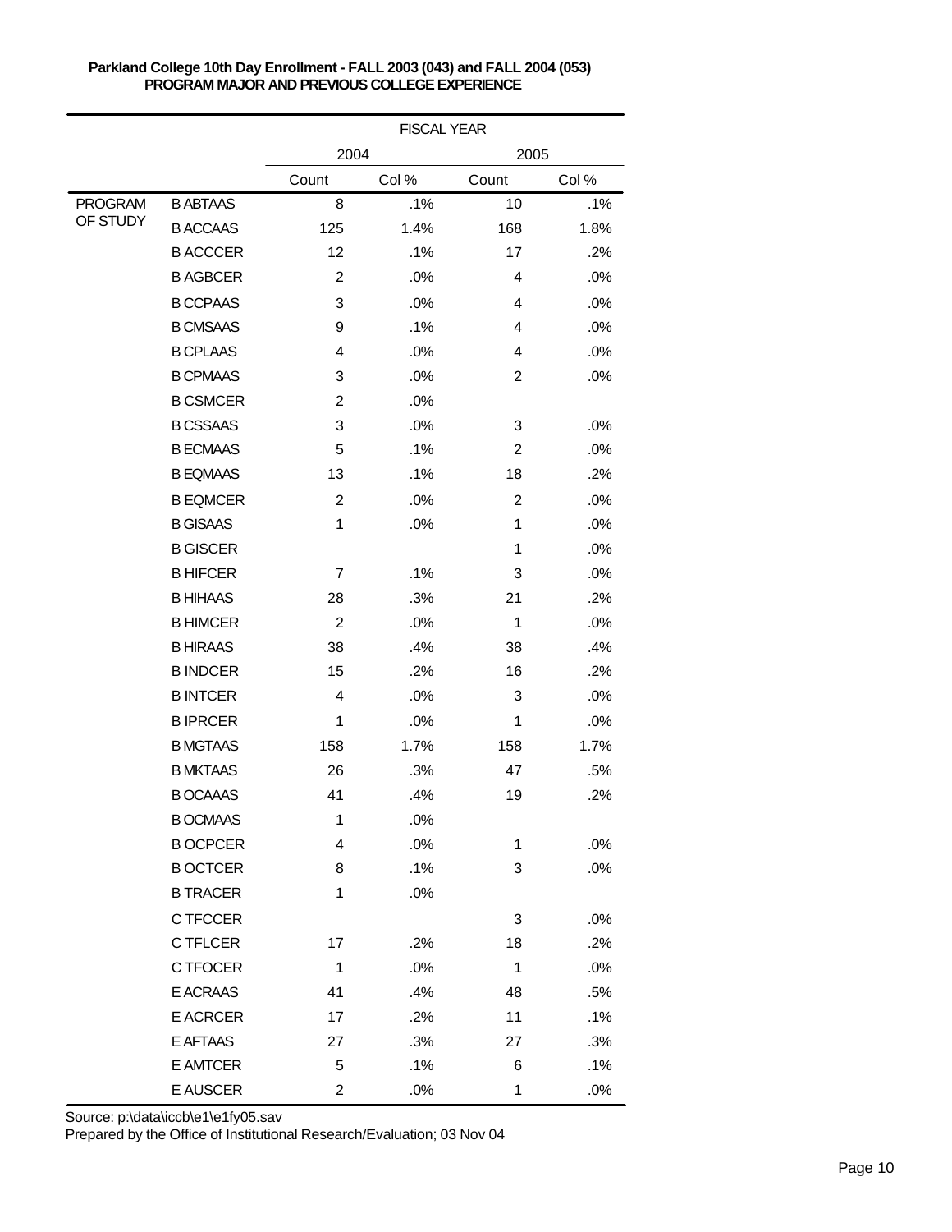**Parkland College 10th Day Enrollment - FALL 2003 (043) and FALL 2004 (053)**
**PROGRAM MAJOR AND PREVIOUS COLLEGE EXPERIENCE**

| | | FISCAL YEAR | | | |
|---|---|---|---|---|---|
| | | 2004 | | 2005 | |
| | | Count | Col % | Count | Col % |
| PROGRAM OF STUDY | B ABTAAS | 8 | .1% | 10 | .1% |
| | B ACCAAS | 125 | 1.4% | 168 | 1.8% |
| | B ACCCER | 12 | .1% | 17 | .2% |
| | B AGBCER | 2 | .0% | 4 | .0% |
| | B CCPAAS | 3 | .0% | 4 | .0% |
| | B CMSAAS | 9 | .1% | 4 | .0% |
| | B CPLAAS | 4 | .0% | 4 | .0% |
| | B CPMAAS | 3 | .0% | 2 | .0% |
| | B CSMCER | 2 | .0% | | |
| | B CSSAAS | 3 | .0% | 3 | .0% |
| | B ECMAAS | 5 | .1% | 2 | .0% |
| | B EQMAAS | 13 | .1% | 18 | .2% |
| | B EQMCER | 2 | .0% | 2 | .0% |
| | B GISAAS | 1 | .0% | 1 | .0% |
| | B GISCER | | | 1 | .0% |
| | B HIFCER | 7 | .1% | 3 | .0% |
| | B HIHAAS | 28 | .3% | 21 | .2% |
| | B HIMCER | 2 | .0% | 1 | .0% |
| | B HIRAAS | 38 | .4% | 38 | .4% |
| | B INDCER | 15 | .2% | 16 | .2% |
| | B INTCER | 4 | .0% | 3 | .0% |
| | B IPRCER | 1 | .0% | 1 | .0% |
| | B MGTAAS | 158 | 1.7% | 158 | 1.7% |
| | B MKTAAS | 26 | .3% | 47 | .5% |
| | B OCAAAS | 41 | .4% | 19 | .2% |
| | B OCMAAS | 1 | .0% | | |
| | B OCPCER | 4 | .0% | 1 | .0% |
| | B OCTCER | 8 | .1% | 3 | .0% |
| | B TRACER | 1 | .0% | | |
| | C TFCCER | | | 3 | .0% |
| | C TFLCER | 17 | .2% | 18 | .2% |
| | C TFOCER | 1 | .0% | 1 | .0% |
| | E ACRAAS | 41 | .4% | 48 | .5% |
| | E ACRCER | 17 | .2% | 11 | .1% |
| | E AFTAAS | 27 | .3% | 27 | .3% |
| | E AMTCER | 5 | .1% | 6 | .1% |
| | E AUSCER | 2 | .0% | 1 | .0% |

Source: p:\data\iccb\e1\e1fy05.sav
Prepared by the Office of Institutional Research/Evaluation; 03 Nov 04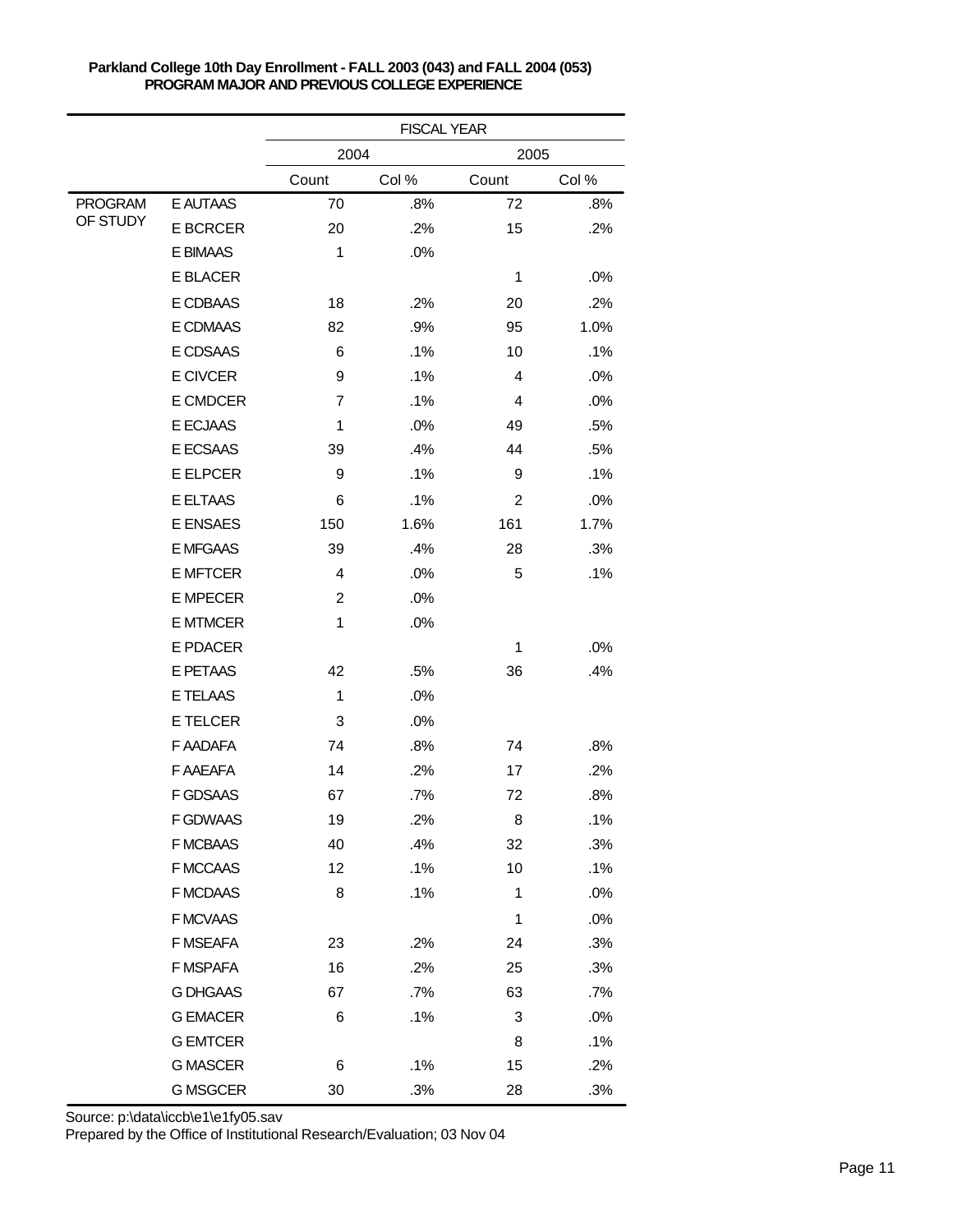**Parkland College 10th Day Enrollment - FALL 2003 (043) and FALL 2004 (053)**
**PROGRAM MAJOR AND PREVIOUS COLLEGE EXPERIENCE**

| | | FISCAL YEAR | | | |
|---|---|---|---|---|---|
| | | 2004 | | 2005 | |
| | | Count | Col % | Count | Col % |
| PROGRAM OF STUDY | E AUTAAS | 70 | .8% | 72 | .8% |
| | E BCRCER | 20 | .2% | 15 | .2% |
| | E BIMAAS | 1 | .0% | | |
| | E BLACER | | | 1 | .0% |
| | E CDBAAS | 18 | .2% | 20 | .2% |
| | E CDMAAS | 82 | .9% | 95 | 1.0% |
| | E CDSAAS | 6 | .1% | 10 | .1% |
| | E CIVCER | 9 | .1% | 4 | .0% |
| | E CMDCER | 7 | .1% | 4 | .0% |
| | E ECJAAS | 1 | .0% | 49 | .5% |
| | E ECSAAS | 39 | .4% | 44 | .5% |
| | E ELPCER | 9 | .1% | 9 | .1% |
| | E ELTAAS | 6 | .1% | 2 | .0% |
| | E ENSAES | 150 | 1.6% | 161 | 1.7% |
| | E MFGAAS | 39 | .4% | 28 | .3% |
| | E MFTCER | 4 | .0% | 5 | .1% |
| | E MPECER | 2 | .0% | | |
| | E MTMCER | 1 | .0% | | |
| | E PDACER | | | 1 | .0% |
| | E PETAAS | 42 | .5% | 36 | .4% |
| | E TELAAS | 1 | .0% | | |
| | E TELCER | 3 | .0% | | |
| | F AADAFA | 74 | .8% | 74 | .8% |
| | F AAEAFA | 14 | .2% | 17 | .2% |
| | F GDSAAS | 67 | .7% | 72 | .8% |
| | F GDWAAS | 19 | .2% | 8 | .1% |
| | F MCBAAS | 40 | .4% | 32 | .3% |
| | F MCCAAS | 12 | .1% | 10 | .1% |
| | F MCDAAS | 8 | .1% | 1 | .0% |
| | F MCVAAS | | | 1 | .0% |
| | F MSEAFA | 23 | .2% | 24 | .3% |
| | F MSPAFA | 16 | .2% | 25 | .3% |
| | G DHGAAS | 67 | .7% | 63 | .7% |
| | G EMACER | 6 | .1% | 3 | .0% |
| | G EMTCER | | | 8 | .1% |
| | G MASCER | 6 | .1% | 15 | .2% |
| | G MSGCER | 30 | .3% | 28 | .3% |

Source: p:\data\iccb\e1\e1fy05.sav
Prepared by the Office of Institutional Research/Evaluation; 03 Nov 04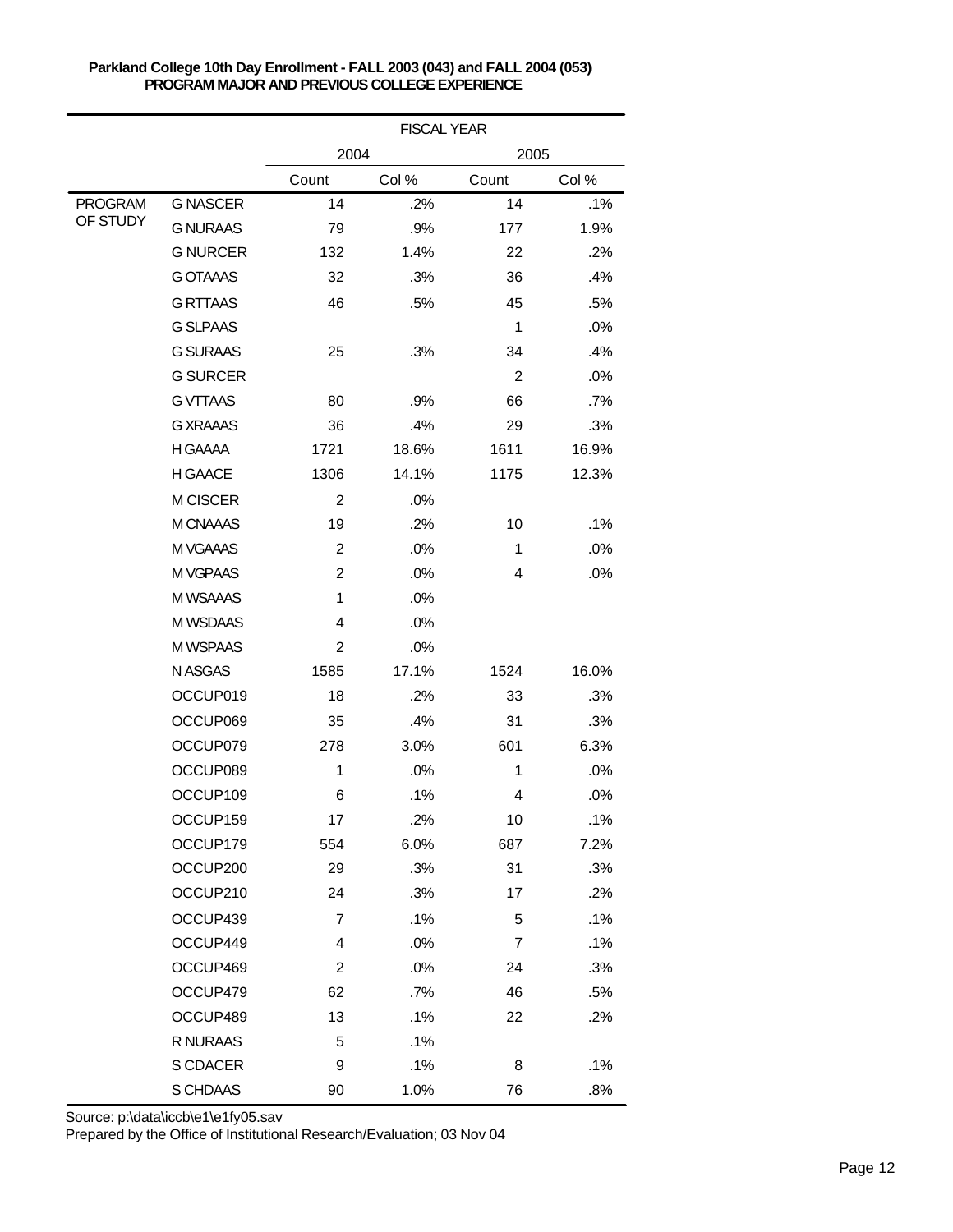**Parkland College 10th Day Enrollment - FALL 2003 (043) and FALL 2004 (053)**
**PROGRAM MAJOR AND PREVIOUS COLLEGE EXPERIENCE**

| | | FISCAL YEAR | | | |
|---|---|---|---|---|---|
| | | 2004 | | 2005 | |
| | | Count | Col % | Count | Col % |
| PROGRAM OF STUDY | G NASCER | 14 | .2% | 14 | .1% |
| | G NURAAS | 79 | .9% | 177 | 1.9% |
| | G NURCER | 132 | 1.4% | 22 | .2% |
| | G OTAAAS | 32 | .3% | 36 | .4% |
| | G RTTAAS | 46 | .5% | 45 | .5% |
| | G SLPAAS | | | 1 | .0% |
| | G SURAAS | 25 | .3% | 34 | .4% |
| | G SURCER | | | 2 | .0% |
| | G VTTAAS | 80 | .9% | 66 | .7% |
| | G XRAAAS | 36 | .4% | 29 | .3% |
| | H GAAAA | 1721 | 18.6% | 1611 | 16.9% |
| | H GAACE | 1306 | 14.1% | 1175 | 12.3% |
| | M CISCER | 2 | .0% | | |
| | M CNAAAS | 19 | .2% | 10 | .1% |
| | M VGAAAS | 2 | .0% | 1 | .0% |
| | M VGPAAS | 2 | .0% | 4 | .0% |
| | M WSAAAS | 1 | .0% | | |
| | M WSDAAS | 4 | .0% | | |
| | M WSPAAS | 2 | .0% | | |
| | N ASGAS | 1585 | 17.1% | 1524 | 16.0% |
| | OCCUP019 | 18 | .2% | 33 | .3% |
| | OCCUP069 | 35 | .4% | 31 | .3% |
| | OCCUP079 | 278 | 3.0% | 601 | 6.3% |
| | OCCUP089 | 1 | .0% | 1 | .0% |
| | OCCUP109 | 6 | .1% | 4 | .0% |
| | OCCUP159 | 17 | .2% | 10 | .1% |
| | OCCUP179 | 554 | 6.0% | 687 | 7.2% |
| | OCCUP200 | 29 | .3% | 31 | .3% |
| | OCCUP210 | 24 | .3% | 17 | .2% |
| | OCCUP439 | 7 | .1% | 5 | .1% |
| | OCCUP449 | 4 | .0% | 7 | .1% |
| | OCCUP469 | 2 | .0% | 24 | .3% |
| | OCCUP479 | 62 | .7% | 46 | .5% |
| | OCCUP489 | 13 | .1% | 22 | .2% |
| | R NURAAS | 5 | .1% | | |
| | S CDACER | 9 | .1% | 8 | .1% |
| | S CHDAAS | 90 | 1.0% | 76 | .8% |

Source: p:\data\iccb\e1\e1fy05.sav
Prepared by the Office of Institutional Research/Evaluation; 03 Nov 04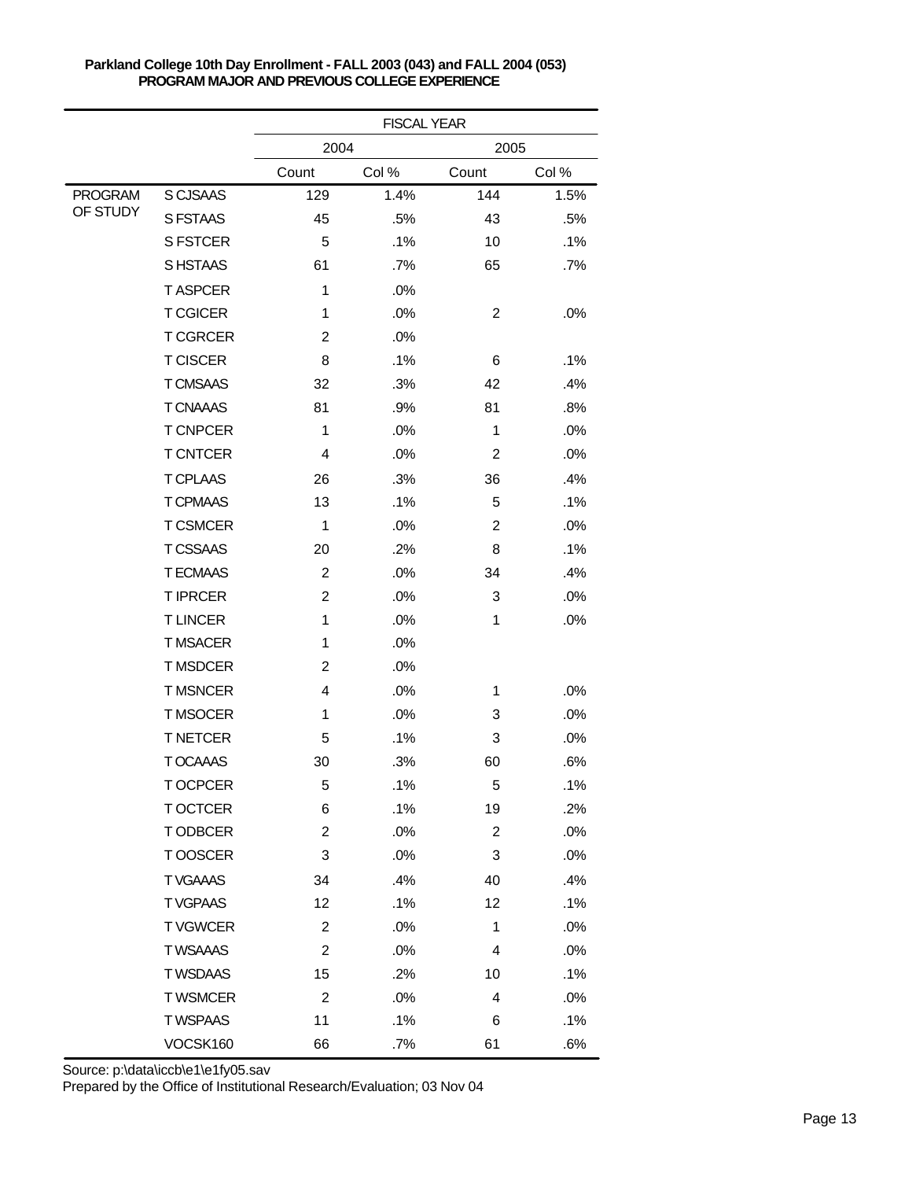**Parkland College 10th Day Enrollment - FALL 2003 (043) and FALL 2004 (053)**
**PROGRAM MAJOR AND PREVIOUS COLLEGE EXPERIENCE**

| | | FISCAL YEAR | | | |
|---|---|---|---|---|---|
| | | 2004 | | 2005 | |
| | | Count | Col % | Count | Col % |
| PROGRAM OF STUDY | S CJSAAS | 129 | 1.4% | 144 | 1.5% |
| | S FSTAAS | 45 | .5% | 43 | .5% |
| | S FSTCER | 5 | .1% | 10 | .1% |
| | S HSTAAS | 61 | .7% | 65 | .7% |
| | T ASPCER | 1 | .0% | | |
| | T CGICER | 1 | .0% | 2 | .0% |
| | T CGRCER | 2 | .0% | | |
| | T CISCER | 8 | .1% | 6 | .1% |
| | T CMSAAS | 32 | .3% | 42 | .4% |
| | T CNAAAS | 81 | .9% | 81 | .8% |
| | T CNPCER | 1 | .0% | 1 | .0% |
| | T CNTCER | 4 | .0% | 2 | .0% |
| | T CPLAAS | 26 | .3% | 36 | .4% |
| | T CPMAAS | 13 | .1% | 5 | .1% |
| | T CSMCER | 1 | .0% | 2 | .0% |
| | T CSSAAS | 20 | .2% | 8 | .1% |
| | T ECMAAS | 2 | .0% | 34 | .4% |
| | T IPRCER | 2 | .0% | 3 | .0% |
| | T LINCER | 1 | .0% | 1 | .0% |
| | T MSACER | 1 | .0% | | |
| | T MSDCER | 2 | .0% | | |
| | T MSNCER | 4 | .0% | 1 | .0% |
| | T MSOCER | 1 | .0% | 3 | .0% |
| | T NETCER | 5 | .1% | 3 | .0% |
| | T OCAAAS | 30 | .3% | 60 | .6% |
| | T OCPCER | 5 | .1% | 5 | .1% |
| | T OCTCER | 6 | .1% | 19 | .2% |
| | T ODBCER | 2 | .0% | 2 | .0% |
| | T OOSCER | 3 | .0% | 3 | .0% |
| | T VGAAAS | 34 | .4% | 40 | .4% |
| | T VGPAAS | 12 | .1% | 12 | .1% |
| | T VGWCER | 2 | .0% | 1 | .0% |
| | T WSAAAS | 2 | .0% | 4 | .0% |
| | T WSDAAS | 15 | .2% | 10 | .1% |
| | T WSMCER | 2 | .0% | 4 | .0% |
| | T WSPAAS | 11 | .1% | 6 | .1% |
| | VOCSK160 | 66 | .7% | 61 | .6% |

Source: p:\data\iccb\e1\e1fy05.sav
Prepared by the Office of Institutional Research/Evaluation; 03 Nov 04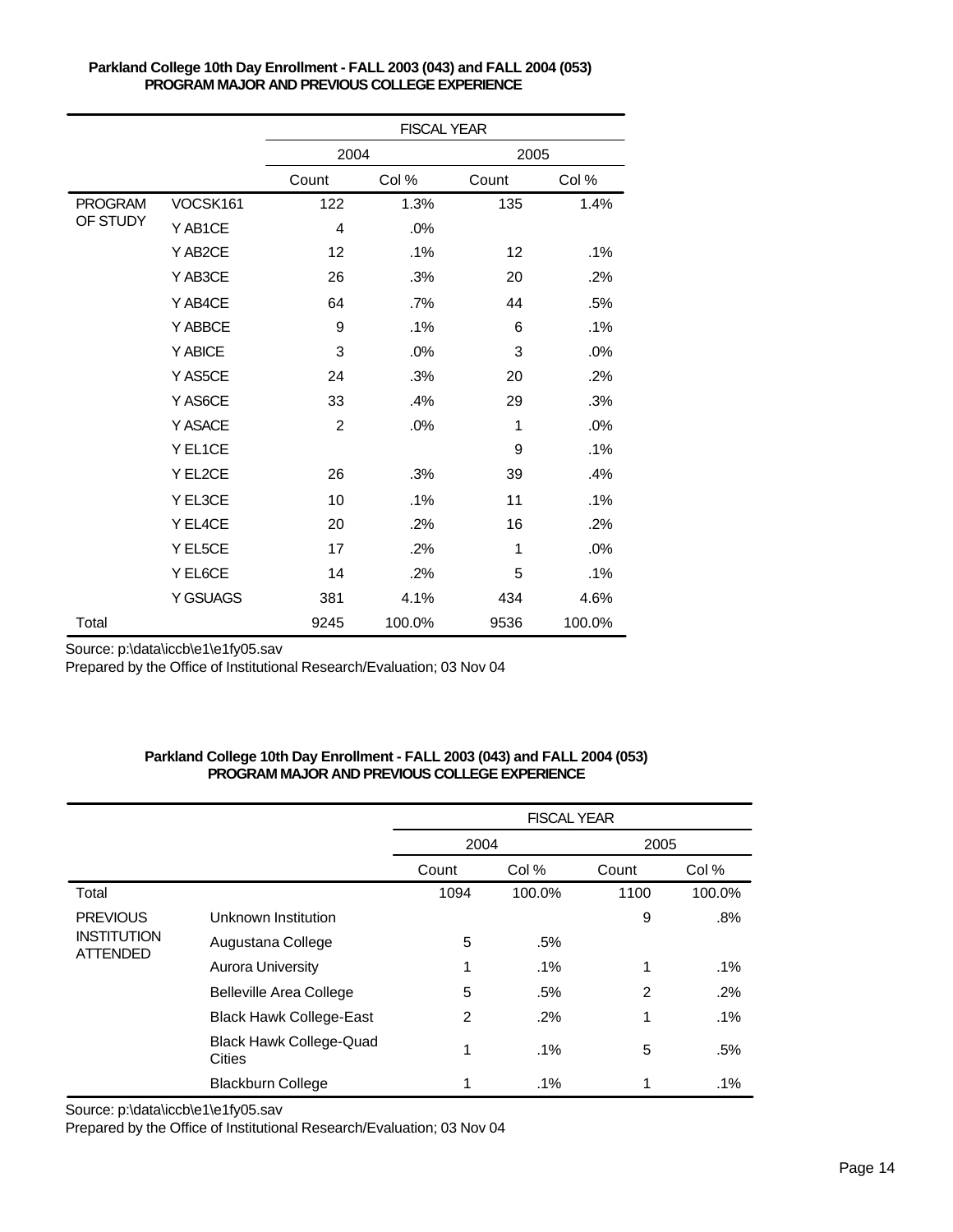**Parkland College 10th Day Enrollment - FALL 2003 (043) and FALL 2004 (053)**
**PROGRAM MAJOR AND PREVIOUS COLLEGE EXPERIENCE**

| | | FISCAL YEAR | | | |
|---|---|---|---|---|---|
| | | 2004 | | 2005 | |
| | | Count | Col % | Count | Col % |
| PROGRAM OF STUDY | VOCSK161 | 122 | 1.3% | 135 | 1.4% |
| | Y AB1CE | 4 | .0% | | |
| | Y AB2CE | 12 | .1% | 12 | .1% |
| | Y AB3CE | 26 | .3% | 20 | .2% |
| | Y AB4CE | 64 | .7% | 44 | .5% |
| | Y ABBCE | 9 | .1% | 6 | .1% |
| | Y ABICE | 3 | .0% | 3 | .0% |
| | Y AS5CE | 24 | .3% | 20 | .2% |
| | Y AS6CE | 33 | .4% | 29 | .3% |
| | Y ASACE | 2 | .0% | 1 | .0% |
| | Y EL1CE | | | 9 | .1% |
| | Y EL2CE | 26 | .3% | 39 | .4% |
| | Y EL3CE | 10 | .1% | 11 | .1% |
| | Y EL4CE | 20 | .2% | 16 | .2% |
| | Y EL5CE | 17 | .2% | 1 | .0% |
| | Y EL6CE | 14 | .2% | 5 | .1% |
| | Y GSUAGS | 381 | 4.1% | 434 | 4.6% |
| Total | | 9245 | 100.0% | 9536 | 100.0% |

Source: p:\data\iccb\e1\e1fy05.sav

Prepared by the Office of Institutional Research/Evaluation; 03 Nov 04

**Parkland College 10th Day Enrollment - FALL 2003 (043) and FALL 2004 (053)**
**PROGRAM MAJOR AND PREVIOUS COLLEGE EXPERIENCE**

| | | FISCAL YEAR | | | |
|---|---|---|---|---|---|
| | | 2004 | | 2005 | |
| | | Count | Col % | Count | Col % |
| Total | | 1094 | 100.0% | 1100 | 100.0% |
| PREVIOUS INSTITUTION ATTENDED | Unknown Institution | | | 9 | .8% |
| | Augustana College | 5 | .5% | | |
| | Aurora University | 1 | .1% | 1 | .1% |
| | Belleville Area College | 5 | .5% | 2 | .2% |
| | Black Hawk College-East | 2 | .2% | 1 | .1% |
| | Black Hawk College-Quad Cities | 1 | .1% | 5 | .5% |
| | Blackburn College | 1 | .1% | 1 | .1% |

Source: p:\data\iccb\e1\e1fy05.sav

Prepared by the Office of Institutional Research/Evaluation; 03 Nov 04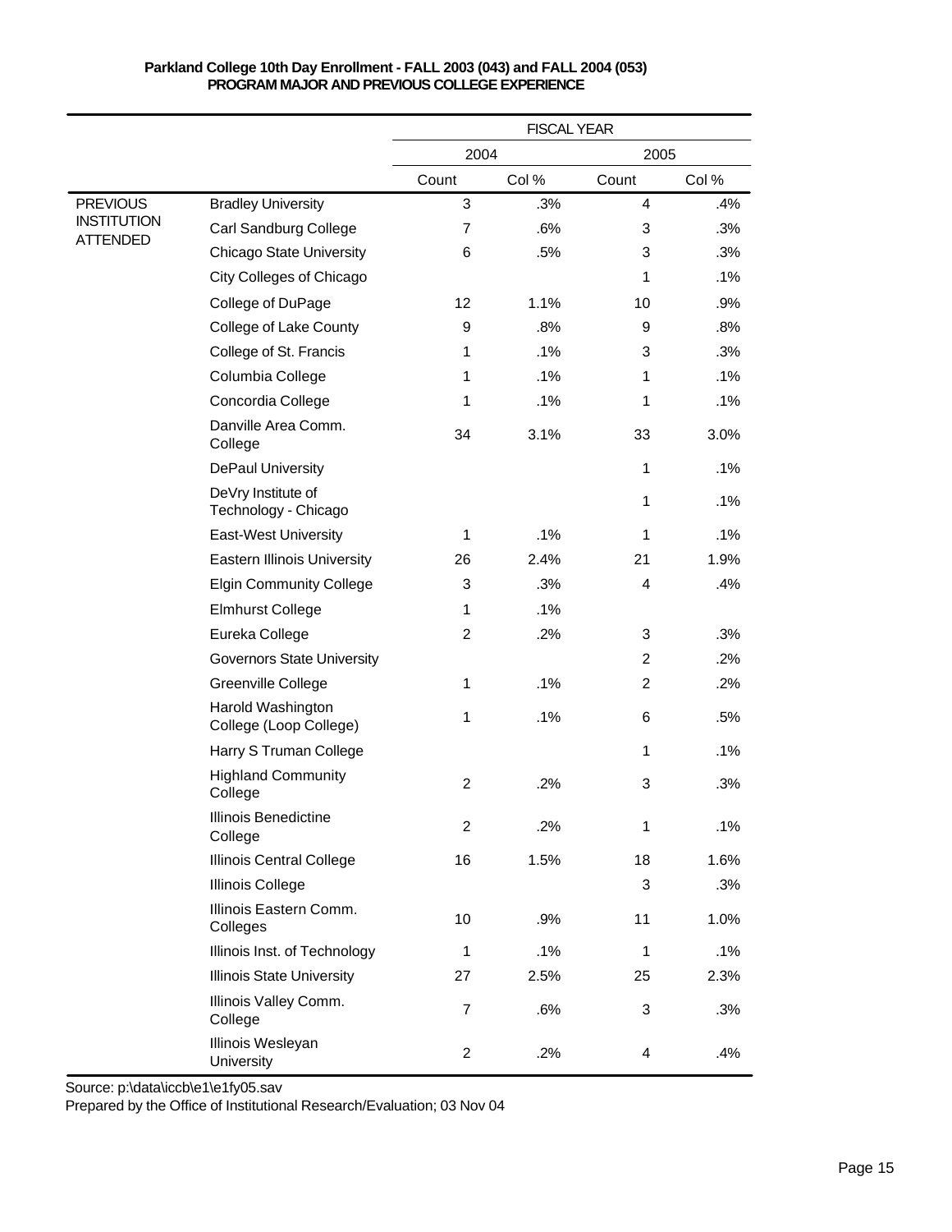**Parkland College 10th Day Enrollment - FALL 2003 (043) and FALL 2004 (053)**
**PROGRAM MAJOR AND PREVIOUS COLLEGE EXPERIENCE**

| | | FISCAL YEAR | | | |
|---|---|---|---|---|---|
| | | 2004 | | 2005 | |
| | | Count | Col % | Count | Col % |
| PREVIOUS INSTITUTION ATTENDED | Bradley University | 3 | .3% | 4 | .4% |
| | Carl Sandburg College | 7 | .6% | 3 | .3% |
| | Chicago State University | 6 | .5% | 3 | .3% |
| | City Colleges of Chicago | | | 1 | .1% |
| | College of DuPage | 12 | 1.1% | 10 | .9% |
| | College of Lake County | 9 | .8% | 9 | .8% |
| | College of St. Francis | 1 | .1% | 3 | .3% |
| | Columbia College | 1 | .1% | 1 | .1% |
| | Concordia College | 1 | .1% | 1 | .1% |
| | Danville Area Comm. College | 34 | 3.1% | 33 | 3.0% |
| | DePaul University | | | 1 | .1% |
| | DeVry Institute of Technology - Chicago | | | 1 | .1% |
| | East-West University | 1 | .1% | 1 | .1% |
| | Eastern Illinois University | 26 | 2.4% | 21 | 1.9% |
| | Elgin Community College | 3 | .3% | 4 | .4% |
| | Elmhurst College | 1 | .1% | | |
| | Eureka College | 2 | .2% | 3 | .3% |
| | Governors State University | | | 2 | .2% |
| | Greenville College | 1 | .1% | 2 | .2% |
| | Harold Washington College (Loop College) | 1 | .1% | 6 | .5% |
| | Harry S Truman College | | | 1 | .1% |
| | Highland Community College | 2 | .2% | 3 | .3% |
| | Illinois Benedictine College | 2 | .2% | 1 | .1% |
| | Illinois Central College | 16 | 1.5% | 18 | 1.6% |
| | Illinois College | | | 3 | .3% |
| | Illinois Eastern Comm. Colleges | 10 | .9% | 11 | 1.0% |
| | Illinois Inst. of Technology | 1 | .1% | 1 | .1% |
| | Illinois State University | 27 | 2.5% | 25 | 2.3% |
| | Illinois Valley Comm. College | 7 | .6% | 3 | .3% |
| | Illinois Wesleyan University | 2 | .2% | 4 | .4% |

Source: p:\data\iccb\e1\e1fy05.sav

Prepared by the Office of Institutional Research/Evaluation; 03 Nov 04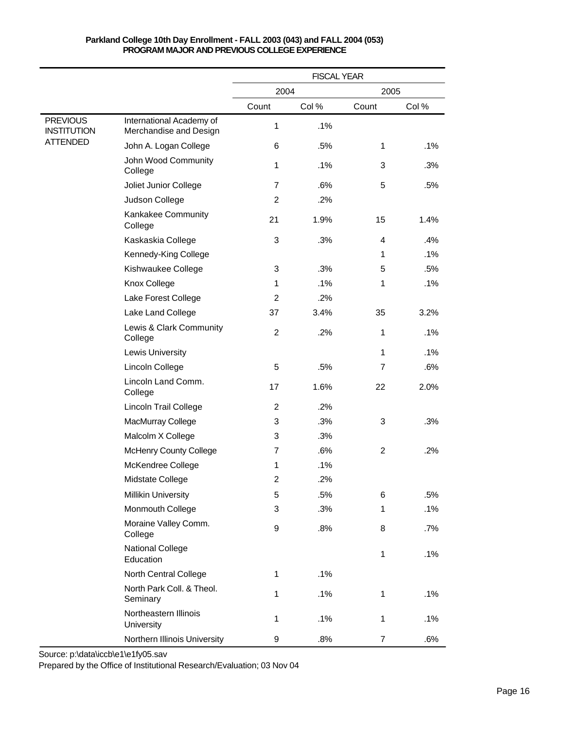**Parkland College 10th Day Enrollment - FALL 2003 (043) and FALL 2004 (053)**
**PROGRAM MAJOR AND PREVIOUS COLLEGE EXPERIENCE**

| | | FISCAL YEAR | | | |
|---|---|---|---|---|---|
| | | 2004 | | 2005 | |
| | | Count | Col % | Count | Col % |
| PREVIOUS INSTITUTION ATTENDED | International Academy of Merchandise and Design | 1 | .1% | | |
| | John A. Logan College | 6 | .5% | 1 | .1% |
| | John Wood Community College | 1 | .1% | 3 | .3% |
| | Joliet Junior College | 7 | .6% | 5 | .5% |
| | Judson College | 2 | .2% | | |
| | Kankakee Community College | 21 | 1.9% | 15 | 1.4% |
| | Kaskaskia College | 3 | .3% | 4 | .4% |
| | Kennedy-King College | | | 1 | .1% |
| | Kishwaukee College | 3 | .3% | 5 | .5% |
| | Knox College | 1 | .1% | 1 | .1% |
| | Lake Forest College | 2 | .2% | | |
| | Lake Land College | 37 | 3.4% | 35 | 3.2% |
| | Lewis & Clark Community College | 2 | .2% | 1 | .1% |
| | Lewis University | | | 1 | .1% |
| | Lincoln College | 5 | .5% | 7 | .6% |
| | Lincoln Land Comm. College | 17 | 1.6% | 22 | 2.0% |
| | Lincoln Trail College | 2 | .2% | | |
| | MacMurray College | 3 | .3% | 3 | .3% |
| | Malcolm X College | 3 | .3% | | |
| | McHenry County College | 7 | .6% | 2 | .2% |
| | McKendree College | 1 | .1% | | |
| | Midstate College | 2 | .2% | | |
| | Millikin University | 5 | .5% | 6 | .5% |
| | Monmouth College | 3 | .3% | 1 | .1% |
| | Moraine Valley Comm. College | 9 | .8% | 8 | .7% |
| | National College Education | | | 1 | .1% |
| | North Central College | 1 | .1% | | |
| | North Park Coll. & Theol. Seminary | 1 | .1% | 1 | .1% |
| | Northeastern Illinois University | 1 | .1% | 1 | .1% |
| | Northern Illinois University | 9 | .8% | 7 | .6% |

Source: p:\data\iccb\e1\e1fy05.sav

Prepared by the Office of Institutional Research/Evaluation; 03 Nov 04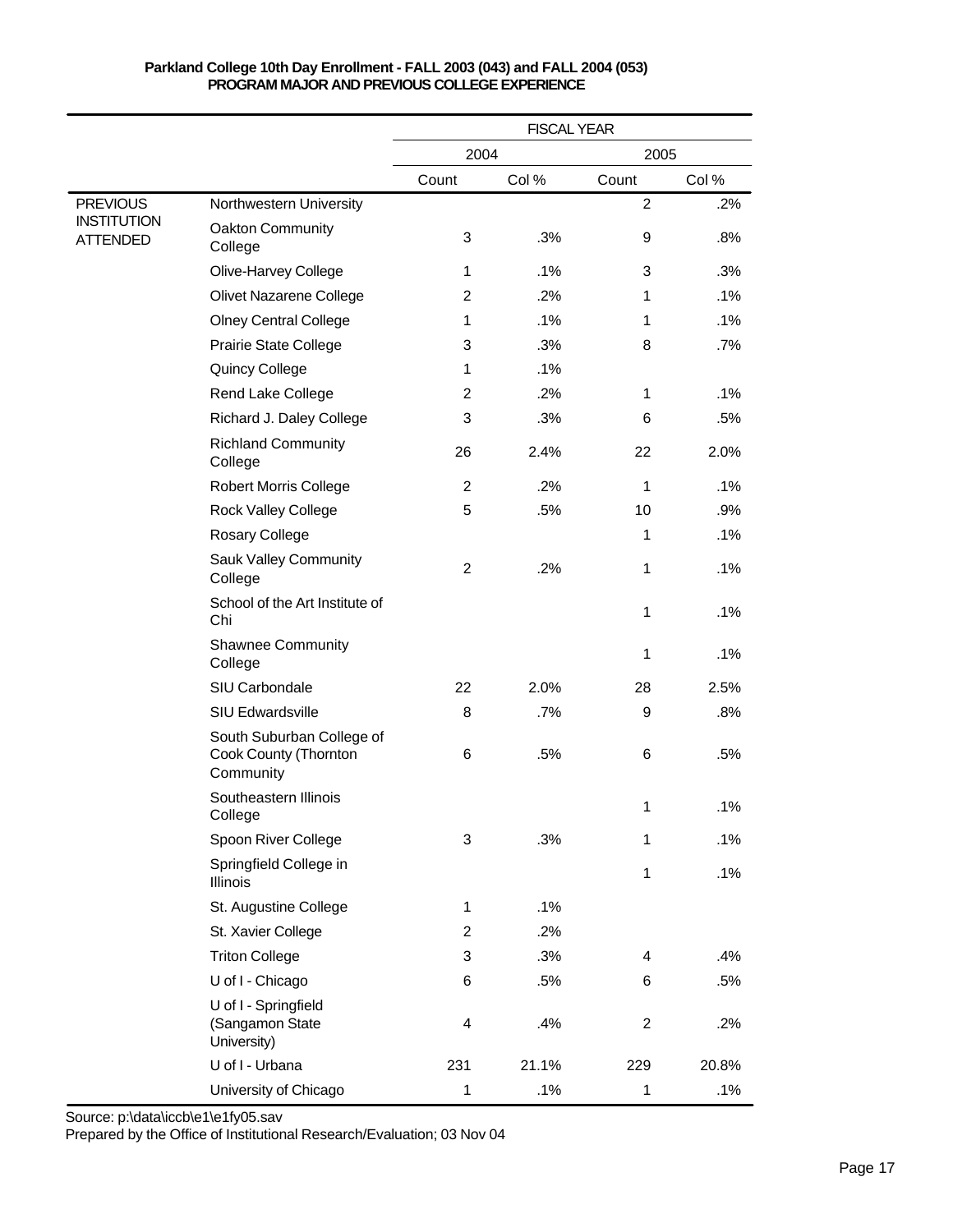**Parkland College 10th Day Enrollment - FALL 2003 (043) and FALL 2004 (053)**
**PROGRAM MAJOR AND PREVIOUS COLLEGE EXPERIENCE**

| | | FISCAL YEAR | | | |
|---|---|---|---|---|---|
| | | 2004 | | 2005 | |
| | | Count | Col % | Count | Col % |
| PREVIOUS INSTITUTION ATTENDED | Northwestern University | | | 2 | .2% |
| | Oakton Community College | 3 | .3% | 9 | .8% |
| | Olive-Harvey College | 1 | .1% | 3 | .3% |
| | Olivet Nazarene College | 2 | .2% | 1 | .1% |
| | Olney Central College | 1 | .1% | 1 | .1% |
| | Prairie State College | 3 | .3% | 8 | .7% |
| | Quincy College | 1 | .1% | | |
| | Rend Lake College | 2 | .2% | 1 | .1% |
| | Richard J. Daley College | 3 | .3% | 6 | .5% |
| | Richland Community College | 26 | 2.4% | 22 | 2.0% |
| | Robert Morris College | 2 | .2% | 1 | .1% |
| | Rock Valley College | 5 | .5% | 10 | .9% |
| | Rosary College | | | 1 | .1% |
| | Sauk Valley Community College | 2 | .2% | 1 | .1% |
| | School of the Art Institute of Chi | | | 1 | .1% |
| | Shawnee Community College | | | 1 | .1% |
| | SIU Carbondale | 22 | 2.0% | 28 | 2.5% |
| | SIU Edwardsville | 8 | .7% | 9 | .8% |
| | South Suburban College of Cook County (Thornton Community | 6 | .5% | 6 | .5% |
| | Southeastern Illinois College | | | 1 | .1% |
| | Spoon River College | 3 | .3% | 1 | .1% |
| | Springfield College in Illinois | | | 1 | .1% |
| | St. Augustine College | 1 | .1% | | |
| | St. Xavier College | 2 | .2% | | |
| | Triton College | 3 | .3% | 4 | .4% |
| | U of I - Chicago | 6 | .5% | 6 | .5% |
| | U of I - Springfield (Sangamon State University) | 4 | .4% | 2 | .2% |
| | U of I - Urbana | 231 | 21.1% | 229 | 20.8% |
| | University of Chicago | 1 | .1% | 1 | .1% |

Source: p:\data\iccb\e1\e1fy05.sav
Prepared by the Office of Institutional Research/Evaluation; 03 Nov 04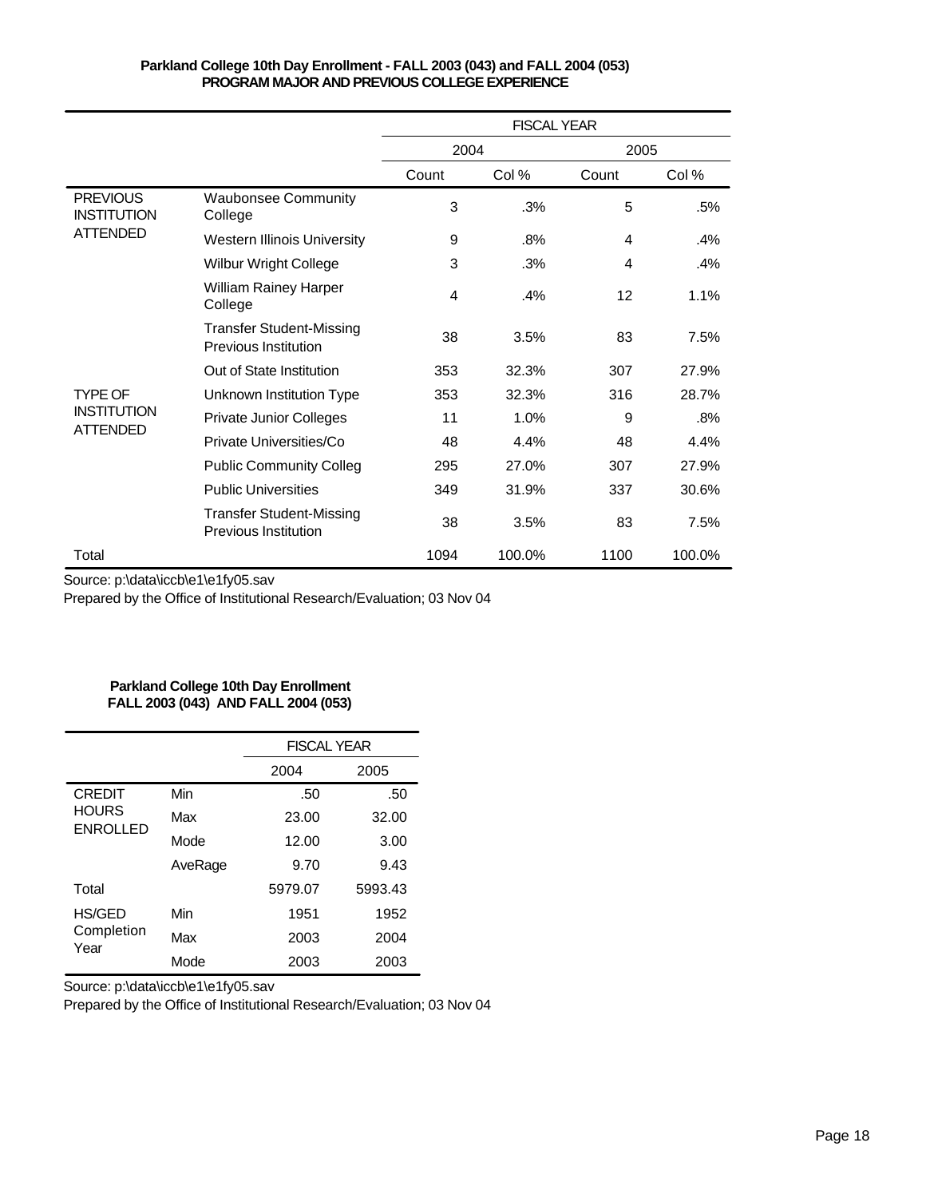**Parkland College 10th Day Enrollment - FALL 2003 (043) and FALL 2004 (053)**
**PROGRAM MAJOR AND PREVIOUS COLLEGE EXPERIENCE**

| | | FISCAL YEAR | | | |
|---|---|---|---|---|---|
| | | 2004 | | 2005 | |
| | | Count | Col % | Count | Col % |
| PREVIOUS INSTITUTION ATTENDED | Waubonsee Community College | 3 | .3% | 5 | .5% |
| | Western Illinois University | 9 | .8% | 4 | .4% |
| | Wilbur Wright College | 3 | .3% | 4 | .4% |
| | William Rainey Harper College | 4 | .4% | 12 | 1.1% |
| | Transfer Student-Missing Previous Institution | 38 | 3.5% | 83 | 7.5% |
| TYPE OF INSTITUTION ATTENDED | Out of State Institution | 353 | 32.3% | 307 | 27.9% |
| | Unknown Institution Type | 353 | 32.3% | 316 | 28.7% |
| | Private Junior Colleges | 11 | 1.0% | 9 | .8% |
| | Private Universities/Co | 48 | 4.4% | 48 | 4.4% |
| | Public Community Colleg | 295 | 27.0% | 307 | 27.9% |
| | Public Universities | 349 | 31.9% | 337 | 30.6% |
| | Transfer Student-Missing Previous Institution | 38 | 3.5% | 83 | 7.5% |
| Total | | 1094 | 100.0% | 1100 | 100.0% |

Source: p:\data\iccb\e1\e1fy05.sav

Prepared by the Office of Institutional Research/Evaluation; 03 Nov 04

**Parkland College 10th Day Enrollment**
**FALL 2003 (043) AND FALL 2004 (053)**

| | | FISCAL YEAR | |
|---|---|---|---|
| | | 2004 | 2005 |
| CREDIT HOURS ENROLLED | Min | .50 | .50 |
| | Max | 23.00 | 32.00 |
| | Mode | 12.00 | 3.00 |
| | AveRage | 9.70 | 9.43 |
| Total | | 5979.07 | 5993.43 |
| HS/GED Completion Year | Min | 1951 | 1952 |
| | Max | 2003 | 2004 |
| | Mode | 2003 | 2003 |

Source: p:\data\iccb\e1\e1fy05.sav

Prepared by the Office of Institutional Research/Evaluation; 03 Nov 04